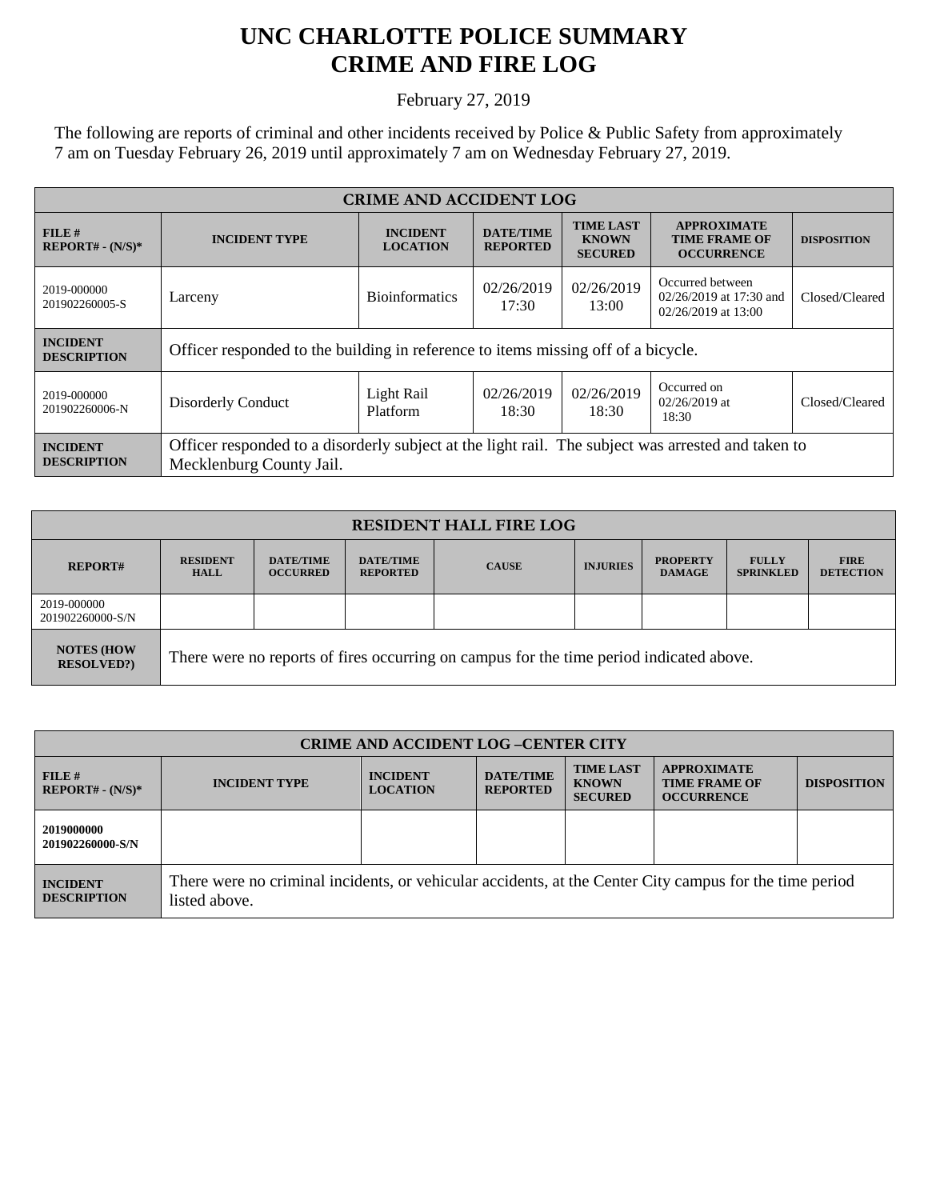# UNC CHARLOTTE POLICE SUMMARY
# CRIME AND FIRE LOG

February 27, 2019

The following are reports of criminal and other incidents received by Police & Public Safety from approximately 7 am on Tuesday February 26, 2019 until approximately 7 am on Wednesday February 27, 2019.

| CRIME AND ACCIDENT LOG | | | | | | |
|---|---|---|---|---|---|---|
| **FILE # REPORT# - (N/S)*** | **INCIDENT TYPE** | **INCIDENT LOCATION** | **DATE/TIME REPORTED** | **TIME LAST KNOWN SECURED** | **APPROXIMATE TIME FRAME OF OCCURRENCE** | **DISPOSITION** |
| 2019-000000 201902260005-S | Larceny | Bioinformatics | 02/26/2019 17:30 | 02/26/2019 13:00 | Occurred between 02/26/2019 at 17:30 and 02/26/2019 at 13:00 | Closed/Cleared |
| **INCIDENT DESCRIPTION** | Officer responded to the building in reference to items missing off of a bicycle. | | | | | |
| 2019-000000 201902260006-N | Disorderly Conduct | Light Rail Platform | 02/26/2019 18:30 | 02/26/2019 18:30 | Occurred on 02/26/2019 at 18:30 | Closed/Cleared |
| **INCIDENT DESCRIPTION** | Officer responded to a disorderly subject at the light rail. The subject was arrested and taken to Mecklenburg County Jail. | | | | | |

| RESIDENT HALL FIRE LOG | | | | | | | | |
|---|---|---|---|---|---|---|---|---|
| **REPORT#** | **RESIDENT HALL** | **DATE/TIME OCCURRED** | **DATE/TIME REPORTED** | **CAUSE** | **INJURIES** | **PROPERTY DAMAGE** | **FULLY SPRINKLED** | **FIRE DETECTION** |
| 2019-000000 201902260000-S/N | | | | | | | | |
| **NOTES (HOW RESOLVED?)** | There were no reports of fires occurring on campus for the time period indicated above. | | | | | | | |

| CRIME AND ACCIDENT LOG –CENTER CITY | | | | | | |
|---|---|---|---|---|---|---|
| **FILE # REPORT# - (N/S)*** | **INCIDENT TYPE** | **INCIDENT LOCATION** | **DATE/TIME REPORTED** | **TIME LAST KNOWN SECURED** | **APPROXIMATE TIME FRAME OF OCCURRENCE** | **DISPOSITION** |
| **2019000000 201902260000-S/N** | | | | | | |
| **INCIDENT DESCRIPTION** | There were no criminal incidents, or vehicular accidents, at the Center City campus for the time period listed above. | | | | | |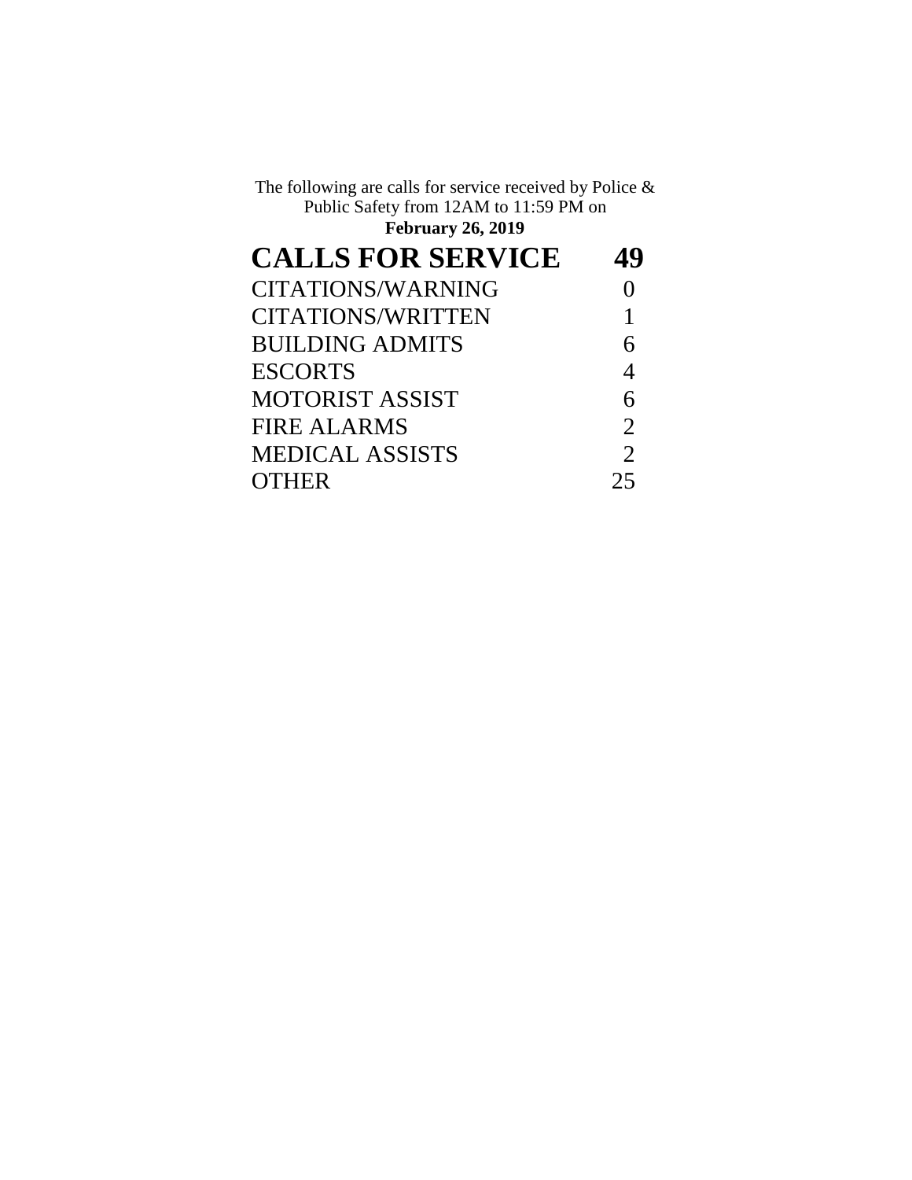The following are calls for service received by Police & Public Safety from 12AM to 11:59 PM on

**February 26, 2019**

| | |
|---|---|
| **CALLS FOR SERVICE** | **49** |
| CITATIONS/WARNING | 0 |
| CITATIONS/WRITTEN | 1 |
| BUILDING ADMITS | 6 |
| ESCORTS | 4 |
| MOTORIST ASSIST | 6 |
| FIRE ALARMS | 2 |
| MEDICAL ASSISTS | 2 |
| OTHER | 25 |